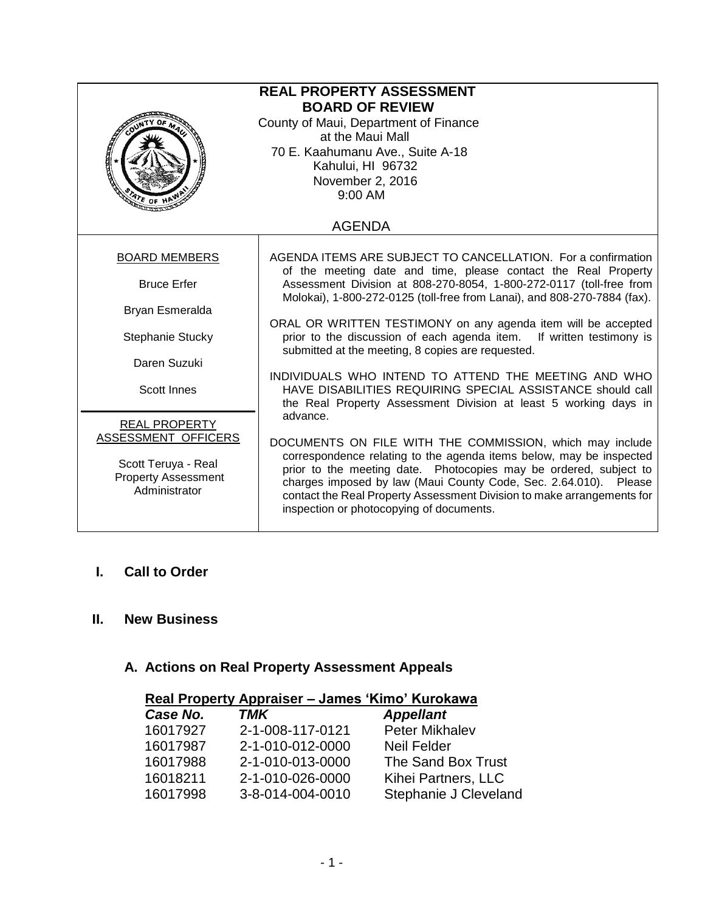# REAL PROPERTY ASSESSMENT BOARD OF REVIEW

County of Maui, Department of Finance
at the Maui Mall
70 E. Kaahumanu Ave., Suite A-18
Kahului, HI 96732
November 2, 2016
9:00 AM

AGENDA

| BOARD MEMBERS | |
|---|---|
| Bruce Erfer<br>Bryan Esmeralda<br>Stephanie Stucky<br>Daren Suzuki<br>Scott Innes | AGENDA ITEMS ARE SUBJECT TO CANCELLATION. For a confirmation of the meeting date and time, please contact the Real Property Assessment Division at 808-270-8054, 1-800-272-0117 (toll-free from Molokai), 1-800-272-0125 (toll-free from Lanai), and 808-270-7884 (fax).<br><br>ORAL OR WRITTEN TESTIMONY on any agenda item will be accepted prior to the discussion of each agenda item. If written testimony is submitted at the meeting, 8 copies are requested.<br><br>INDIVIDUALS WHO INTEND TO ATTEND THE MEETING AND WHO HAVE DISABILITIES REQUIRING SPECIAL ASSISTANCE should call the Real Property Assessment Division at least 5 working days in advance. |
| REAL PROPERTY ASSESSMENT OFFICERS<br><br>Scott Teruya - Real Property Assessment Administrator | DOCUMENTS ON FILE WITH THE COMMISSION, which may include correspondence relating to the agenda items below, may be inspected prior to the meeting date. Photocopies may be ordered, subject to charges imposed by law (Maui County Code, Sec. 2.64.010). Please contact the Real Property Assessment Division to make arrangements for inspection or photocopying of documents. |

## I. Call to Order

## II. New Business

### A. Actions on Real Property Assessment Appeals

**Real Property Appraiser – James 'Kimo' Kurokawa**

| *Case No.* | *TMK* | *Appellant* |
|---|---|---|
| 16017927 | 2-1-008-117-0121 | Peter Mikhalev |
| 16017987 | 2-1-010-012-0000 | Neil Felder |
| 16017988 | 2-1-010-013-0000 | The Sand Box Trust |
| 16018211 | 2-1-010-026-0000 | Kihei Partners, LLC |
| 16017998 | 3-8-014-004-0010 | Stephanie J Cleveland |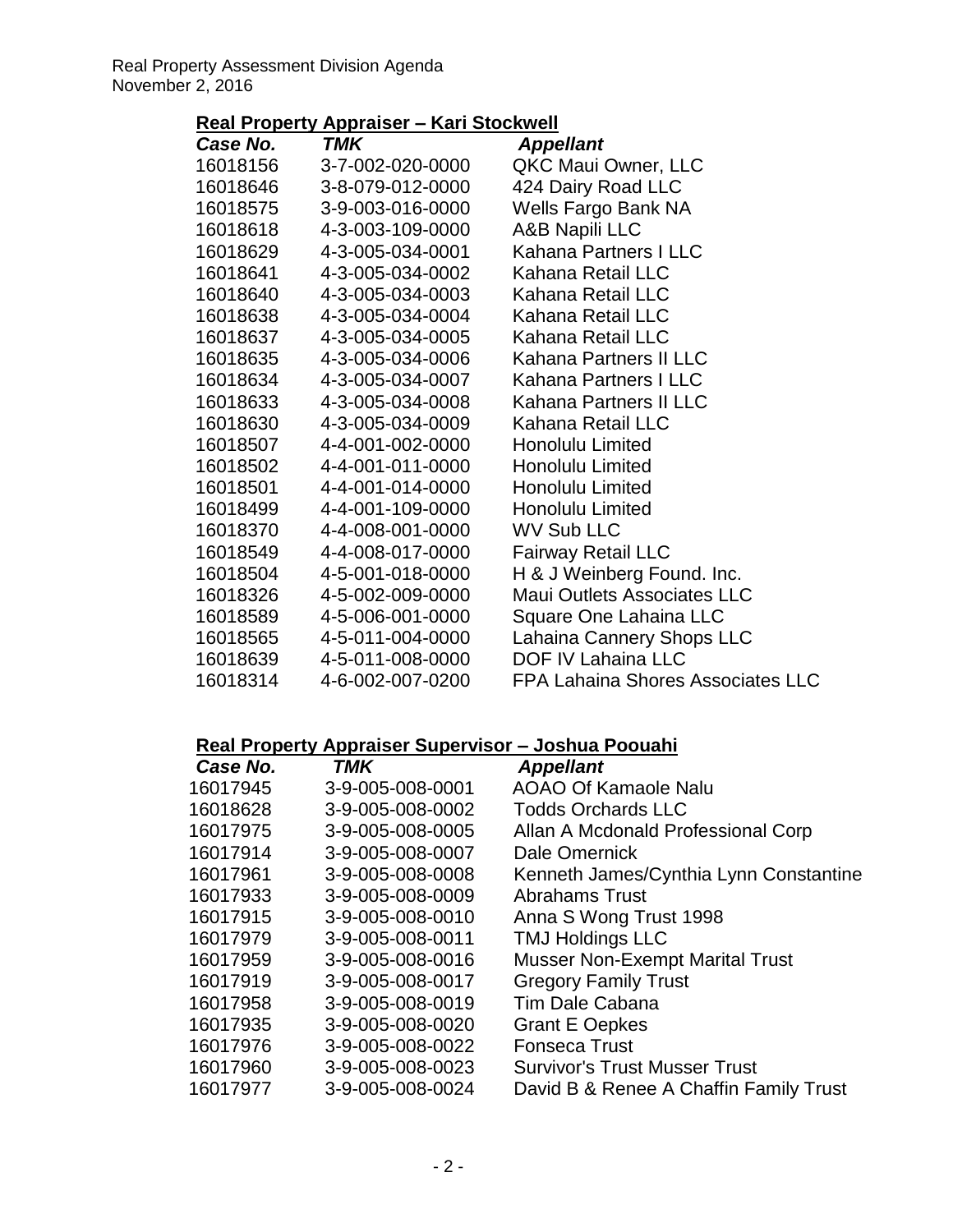### Real Property Appraiser – Kari Stockwell

| *Case No.* | *TMK* | *Appellant* |
| --- | --- | --- |
| 16018156 | 3-7-002-020-0000 | QKC Maui Owner, LLC |
| 16018646 | 3-8-079-012-0000 | 424 Dairy Road LLC |
| 16018575 | 3-9-003-016-0000 | Wells Fargo Bank NA |
| 16018618 | 4-3-003-109-0000 | A&B Napili LLC |
| 16018629 | 4-3-005-034-0001 | Kahana Partners I LLC |
| 16018641 | 4-3-005-034-0002 | Kahana Retail LLC |
| 16018640 | 4-3-005-034-0003 | Kahana Retail LLC |
| 16018638 | 4-3-005-034-0004 | Kahana Retail LLC |
| 16018637 | 4-3-005-034-0005 | Kahana Retail LLC |
| 16018635 | 4-3-005-034-0006 | Kahana Partners II LLC |
| 16018634 | 4-3-005-034-0007 | Kahana Partners I LLC |
| 16018633 | 4-3-005-034-0008 | Kahana Partners II LLC |
| 16018630 | 4-3-005-034-0009 | Kahana Retail LLC |
| 16018507 | 4-4-001-002-0000 | Honolulu Limited |
| 16018502 | 4-4-001-011-0000 | Honolulu Limited |
| 16018501 | 4-4-001-014-0000 | Honolulu Limited |
| 16018499 | 4-4-001-109-0000 | Honolulu Limited |
| 16018370 | 4-4-008-001-0000 | WV Sub LLC |
| 16018549 | 4-4-008-017-0000 | Fairway Retail LLC |
| 16018504 | 4-5-001-018-0000 | H & J Weinberg Found. Inc. |
| 16018326 | 4-5-002-009-0000 | Maui Outlets Associates LLC |
| 16018589 | 4-5-006-001-0000 | Square One Lahaina LLC |
| 16018565 | 4-5-011-004-0000 | Lahaina Cannery Shops LLC |
| 16018639 | 4-5-011-008-0000 | DOF IV Lahaina LLC |
| 16018314 | 4-6-002-007-0200 | FPA Lahaina Shores Associates LLC |

### Real Property Appraiser Supervisor – Joshua Poouahi

| *Case No.* | *TMK* | *Appellant* |
| --- | --- | --- |
| 16017945 | 3-9-005-008-0001 | AOAO Of Kamaole Nalu |
| 16018628 | 3-9-005-008-0002 | Todds Orchards LLC |
| 16017975 | 3-9-005-008-0005 | Allan A Mcdonald Professional Corp |
| 16017914 | 3-9-005-008-0007 | Dale Omernick |
| 16017961 | 3-9-005-008-0008 | Kenneth James/Cynthia Lynn Constantine |
| 16017933 | 3-9-005-008-0009 | Abrahams Trust |
| 16017915 | 3-9-005-008-0010 | Anna S Wong Trust 1998 |
| 16017979 | 3-9-005-008-0011 | TMJ Holdings LLC |
| 16017959 | 3-9-005-008-0016 | Musser Non-Exempt Marital Trust |
| 16017919 | 3-9-005-008-0017 | Gregory Family Trust |
| 16017958 | 3-9-005-008-0019 | Tim Dale Cabana |
| 16017935 | 3-9-005-008-0020 | Grant E Oepkes |
| 16017976 | 3-9-005-008-0022 | Fonseca Trust |
| 16017960 | 3-9-005-008-0023 | Survivor's Trust Musser Trust |
| 16017977 | 3-9-005-008-0024 | David B & Renee A Chaffin Family Trust |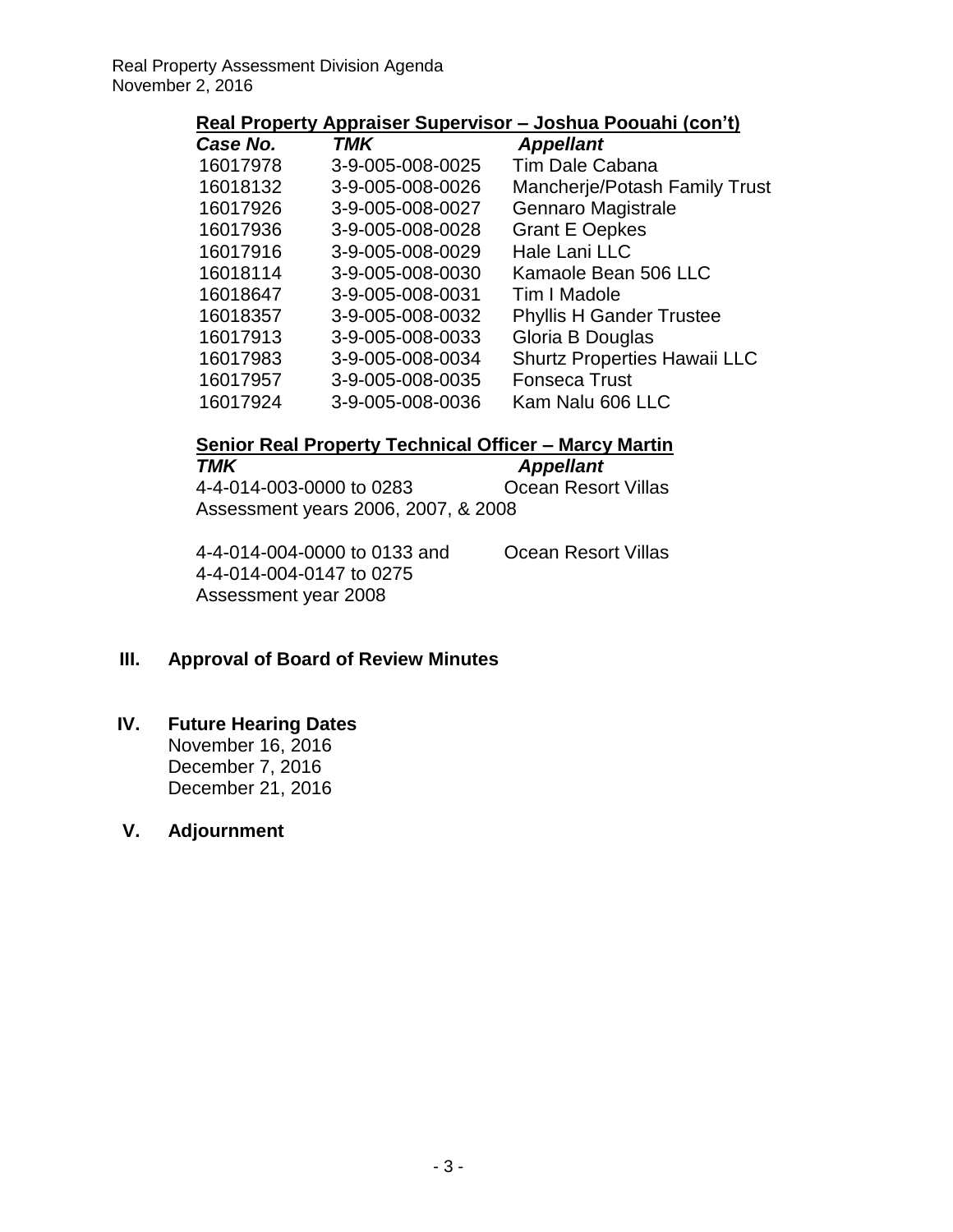**Real Property Appraiser Supervisor – Joshua Poouahi (con't)**

| *Case No.* | *TMK* | *Appellant* |
|---|---|---|
| 16017978 | 3-9-005-008-0025 | Tim Dale Cabana |
| 16018132 | 3-9-005-008-0026 | Mancherje/Potash Family Trust |
| 16017926 | 3-9-005-008-0027 | Gennaro Magistrale |
| 16017936 | 3-9-005-008-0028 | Grant E Oepkes |
| 16017916 | 3-9-005-008-0029 | Hale Lani LLC |
| 16018114 | 3-9-005-008-0030 | Kamaole Bean 506 LLC |
| 16018647 | 3-9-005-008-0031 | Tim I Madole |
| 16018357 | 3-9-005-008-0032 | Phyllis H Gander Trustee |
| 16017913 | 3-9-005-008-0033 | Gloria B Douglas |
| 16017983 | 3-9-005-008-0034 | Shurtz Properties Hawaii LLC |
| 16017957 | 3-9-005-008-0035 | Fonseca Trust |
| 16017924 | 3-9-005-008-0036 | Kam Nalu 606 LLC |

**Senior Real Property Technical Officer – Marcy Martin**

| *TMK* | *Appellant* |
|---|---|
| 4-4-014-003-0000 to 0283<br>Assessment years 2006, 2007, & 2008 | Ocean Resort Villas |
| 4-4-014-004-0000 to 0133 and<br>4-4-014-004-0147 to 0275<br>Assessment year 2008 | Ocean Resort Villas |

## III. Approval of Board of Review Minutes

## IV. Future Hearing Dates

November 16, 2016
December 7, 2016
December 21, 2016

## V. Adjournment